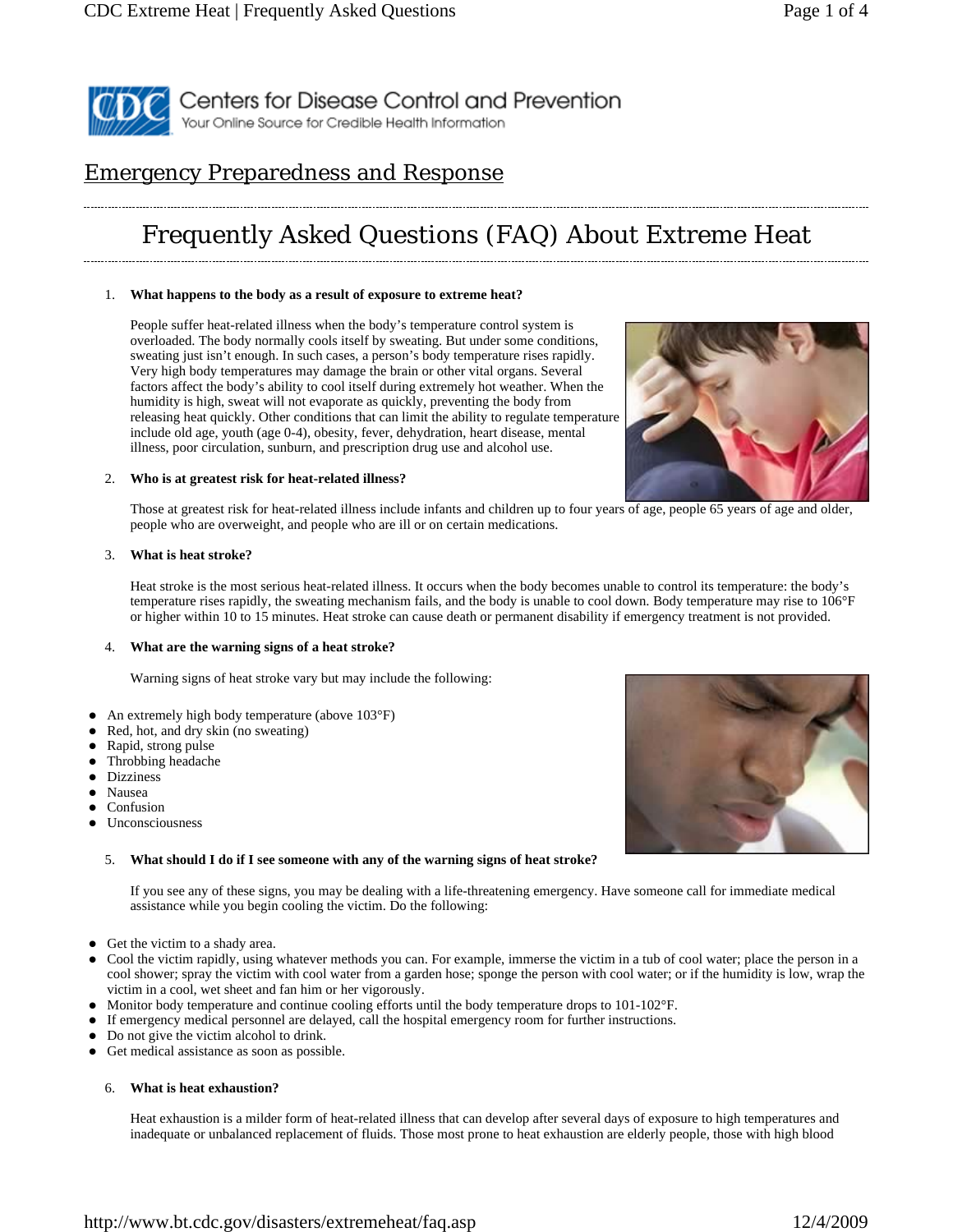Centers for Disease Control and Prevention

Your Online Source for Credible Health Information

## Emergency Preparedness and Response

# Frequently Asked Questions (FAQ) About Extreme Heat

1. **What happens to the body as a result of exposure to extreme heat?**

   People suffer heat-related illness when the body's temperature control system is overloaded. The body normally cools itself by sweating. But under some conditions, sweating just isn't enough. In such cases, a person's body temperature rises rapidly. Very high body temperatures may damage the brain or other vital organs. Several factors affect the body's ability to cool itself during extremely hot weather. When the humidity is high, sweat will not evaporate as quickly, preventing the body from releasing heat quickly. Other conditions that can limit the ability to regulate temperature include old age, youth (age 0-4), obesity, fever, dehydration, heart disease, mental illness, poor circulation, sunburn, and prescription drug use and alcohol use.

2. **Who is at greatest risk for heat-related illness?**

   Those at greatest risk for heat-related illness include infants and children up to four years of age, people 65 years of age and older, people who are overweight, and people who are ill or on certain medications.

3. **What is heat stroke?**

   Heat stroke is the most serious heat-related illness. It occurs when the body becomes unable to control its temperature: the body's temperature rises rapidly, the sweating mechanism fails, and the body is unable to cool down. Body temperature may rise to 106°F or higher within 10 to 15 minutes. Heat stroke can cause death or permanent disability if emergency treatment is not provided.

4. **What are the warning signs of a heat stroke?**

   Warning signs of heat stroke vary but may include the following:

- An extremely high body temperature (above 103°F)
- Red, hot, and dry skin (no sweating)
- Rapid, strong pulse
- Throbbing headache
- Dizziness
- Nausea
- Confusion
- Unconsciousness

5. **What should I do if I see someone with any of the warning signs of heat stroke?**

   If you see any of these signs, you may be dealing with a life-threatening emergency. Have someone call for immediate medical assistance while you begin cooling the victim. Do the following:

- Get the victim to a shady area.
- Cool the victim rapidly, using whatever methods you can. For example, immerse the victim in a tub of cool water; place the person in a cool shower; spray the victim with cool water from a garden hose; sponge the person with cool water; or if the humidity is low, wrap the victim in a cool, wet sheet and fan him or her vigorously.
- Monitor body temperature and continue cooling efforts until the body temperature drops to 101-102°F.
- If emergency medical personnel are delayed, call the hospital emergency room for further instructions.
- Do not give the victim alcohol to drink.
- Get medical assistance as soon as possible.

6. **What is heat exhaustion?**

   Heat exhaustion is a milder form of heat-related illness that can develop after several days of exposure to high temperatures and inadequate or unbalanced replacement of fluids. Those most prone to heat exhaustion are elderly people, those with high blood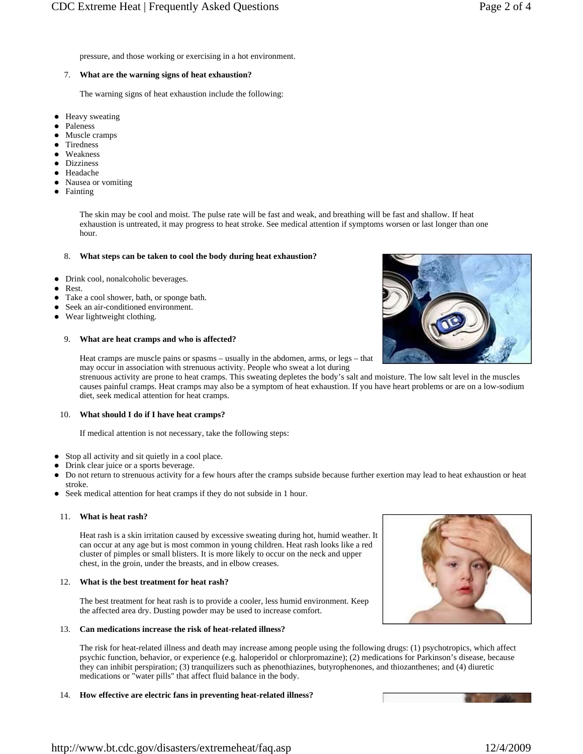pressure, and those working or exercising in a hot environment.

7. **What are the warning signs of heat exhaustion?**

   The warning signs of heat exhaustion include the following:

- Heavy sweating
- Paleness
- Muscle cramps
- Tiredness
- Weakness
- Dizziness
- Headache
- Nausea or vomiting
- Fainting

   The skin may be cool and moist. The pulse rate will be fast and weak, and breathing will be fast and shallow. If heat exhaustion is untreated, it may progress to heat stroke. See medical attention if symptoms worsen or last longer than one hour.

8. **What steps can be taken to cool the body during heat exhaustion?**

- Drink cool, nonalcoholic beverages.
- Rest.
- Take a cool shower, bath, or sponge bath.
- Seek an air-conditioned environment.
- Wear lightweight clothing.

9. **What are heat cramps and who is affected?**

   Heat cramps are muscle pains or spasms – usually in the abdomen, arms, or legs – that may occur in association with strenuous activity. People who sweat a lot during strenuous activity are prone to heat cramps. This sweating depletes the body's salt and moisture. The low salt level in the muscles causes painful cramps. Heat cramps may also be a symptom of heat exhaustion. If you have heart problems or are on a low-sodium diet, seek medical attention for heat cramps.

10. **What should I do if I have heat cramps?**

   If medical attention is not necessary, take the following steps:

- Stop all activity and sit quietly in a cool place.
- Drink clear juice or a sports beverage.
- Do not return to strenuous activity for a few hours after the cramps subside because further exertion may lead to heat exhaustion or heat stroke.
- Seek medical attention for heat cramps if they do not subside in 1 hour.

11. **What is heat rash?**

   Heat rash is a skin irritation caused by excessive sweating during hot, humid weather. It can occur at any age but is most common in young children. Heat rash looks like a red cluster of pimples or small blisters. It is more likely to occur on the neck and upper chest, in the groin, under the breasts, and in elbow creases.

12. **What is the best treatment for heat rash?**

   The best treatment for heat rash is to provide a cooler, less humid environment. Keep the affected area dry. Dusting powder may be used to increase comfort.

13. **Can medications increase the risk of heat-related illness?**

   The risk for heat-related illness and death may increase among people using the following drugs: (1) psychotropics, which affect psychic function, behavior, or experience (e.g. haloperidol or chlorpromazine); (2) medications for Parkinson's disease, because they can inhibit perspiration; (3) tranquilizers such as phenothiazines, butyrophenones, and thiozanthenes; and (4) diuretic medications or "water pills" that affect fluid balance in the body.

14. **How effective are electric fans in preventing heat-related illness?**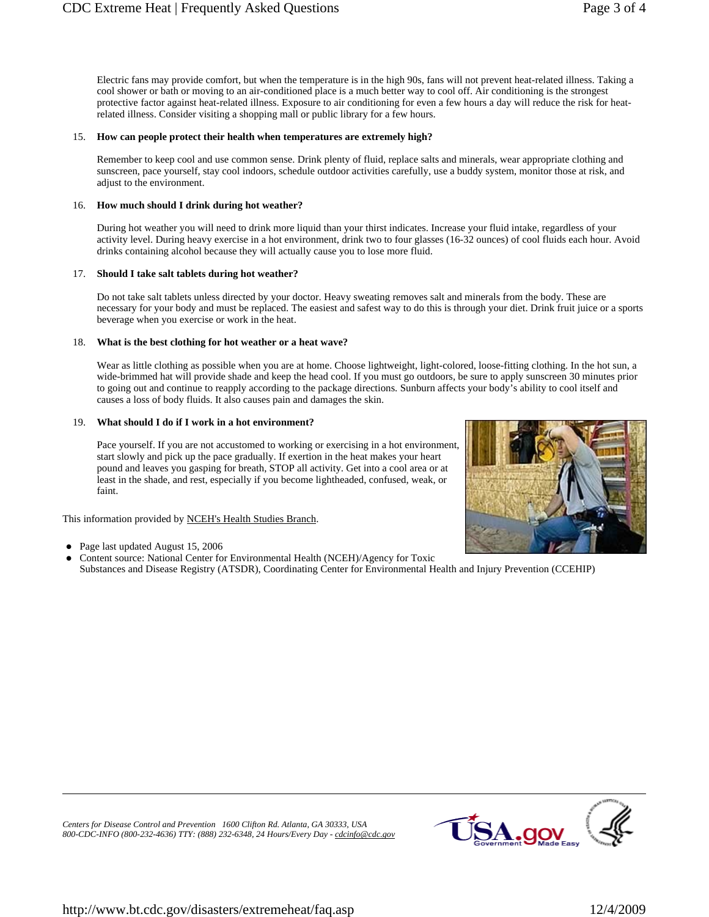Electric fans may provide comfort, but when the temperature is in the high 90s, fans will not prevent heat-related illness. Taking a cool shower or bath or moving to an air-conditioned place is a much better way to cool off. Air conditioning is the strongest protective factor against heat-related illness. Exposure to air conditioning for even a few hours a day will reduce the risk for heat-related illness. Consider visiting a shopping mall or public library for a few hours.

15. **How can people protect their health when temperatures are extremely high?**

    Remember to keep cool and use common sense. Drink plenty of fluid, replace salts and minerals, wear appropriate clothing and sunscreen, pace yourself, stay cool indoors, schedule outdoor activities carefully, use a buddy system, monitor those at risk, and adjust to the environment.

16. **How much should I drink during hot weather?**

    During hot weather you will need to drink more liquid than your thirst indicates. Increase your fluid intake, regardless of your activity level. During heavy exercise in a hot environment, drink two to four glasses (16-32 ounces) of cool fluids each hour. Avoid drinks containing alcohol because they will actually cause you to lose more fluid.

17. **Should I take salt tablets during hot weather?**

    Do not take salt tablets unless directed by your doctor. Heavy sweating removes salt and minerals from the body. These are necessary for your body and must be replaced. The easiest and safest way to do this is through your diet. Drink fruit juice or a sports beverage when you exercise or work in the heat.

18. **What is the best clothing for hot weather or a heat wave?**

    Wear as little clothing as possible when you are at home. Choose lightweight, light-colored, loose-fitting clothing. In the hot sun, a wide-brimmed hat will provide shade and keep the head cool. If you must go outdoors, be sure to apply sunscreen 30 minutes prior to going out and continue to reapply according to the package directions. Sunburn affects your body's ability to cool itself and causes a loss of body fluids. It also causes pain and damages the skin.

19. **What should I do if I work in a hot environment?**

    Pace yourself. If you are not accustomed to working or exercising in a hot environment, start slowly and pick up the pace gradually. If exertion in the heat makes your heart pound and leaves you gasping for breath, STOP all activity. Get into a cool area or at least in the shade, and rest, especially if you become lightheaded, confused, weak, or faint.

This information provided by NCEH's Health Studies Branch.

- Page last updated August 15, 2006
- Content source: National Center for Environmental Health (NCEH)/Agency for Toxic Substances and Disease Registry (ATSDR), Coordinating Center for Environmental Health and Injury Prevention (CCEHIP)

*Centers for Disease Control and Prevention 1600 Clifton Rd. Atlanta, GA 30333, USA*
*800-CDC-INFO (800-232-4636) TTY: (888) 232-6348, 24 Hours/Every Day - cdcinfo@cdc.gov*